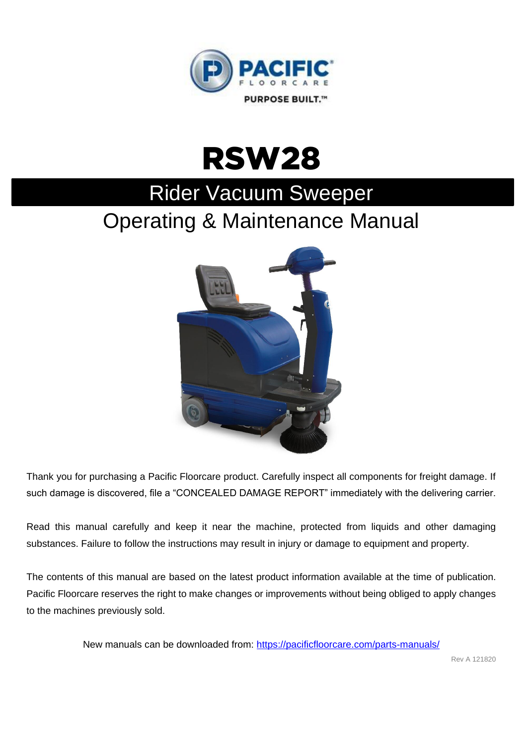PACIFIC FLOORCARE

PURPOSE BUILT.™

# RSW28

## Rider Vacuum Sweeper

## Operating & Maintenance Manual

Thank you for purchasing a Pacific Floorcare product. Carefully inspect all components for freight damage. If such damage is discovered, file a "CONCEALED DAMAGE REPORT" immediately with the delivering carrier.

Read this manual carefully and keep it near the machine, protected from liquids and other damaging substances. Failure to follow the instructions may result in injury or damage to equipment and property.

The contents of this manual are based on the latest product information available at the time of publication. Pacific Floorcare reserves the right to make changes or improvements without being obliged to apply changes to the machines previously sold.

New manuals can be downloaded from: [https://pacificfloorcare.com/parts-manuals/](https://pacificfloorcare.com/parts-manuals/)

Rev A 121820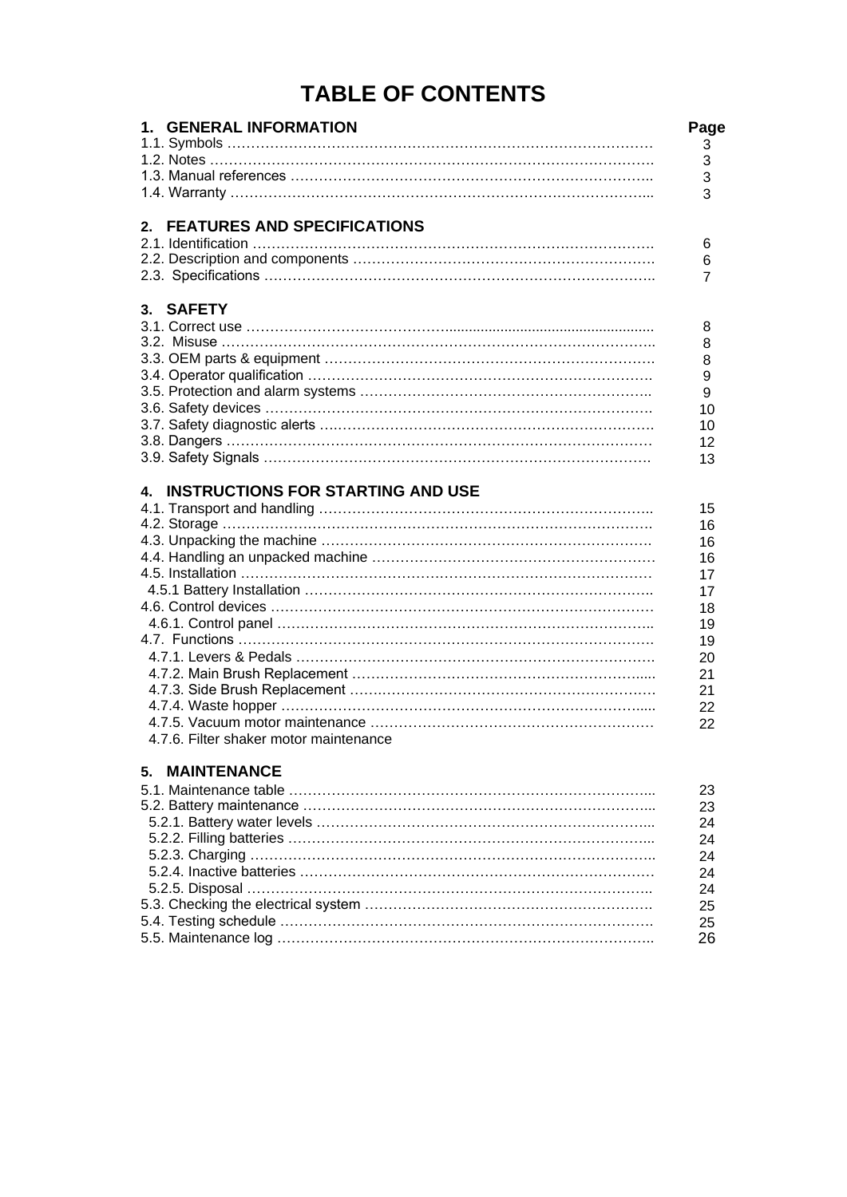# TABLE OF CONTENTS

| | Page |
|---|---|
| **1. GENERAL INFORMATION** | |
| 1.1. Symbols | 3 |
| 1.2. Notes | 3 |
| 1.3. Manual references | 3 |
| 1.4. Warranty | 3 |
| **2. FEATURES AND SPECIFICATIONS** | |
| 2.1. Identification | 6 |
| 2.2. Description and components | 6 |
| 2.3. Specifications | 7 |
| **3. SAFETY** | |
| 3.1. Correct use | 8 |
| 3.2. Misuse | 8 |
| 3.3. OEM parts & equipment | 8 |
| 3.4. Operator qualification | 9 |
| 3.5. Protection and alarm systems | 9 |
| 3.6. Safety devices | 10 |
| 3.7. Safety diagnostic alerts | 10 |
| 3.8. Dangers | 12 |
| 3.9. Safety Signals | 13 |
| **4. INSTRUCTIONS FOR STARTING AND USE** | |
| 4.1. Transport and handling | 15 |
| 4.2. Storage | 16 |
| 4.3. Unpacking the machine | 16 |
| 4.4. Handling an unpacked machine | 16 |
| 4.5. Installation | 17 |
| 4.5.1 Battery Installation | 17 |
| 4.6. Control devices | 18 |
| 4.6.1. Control panel | 19 |
| 4.7. Functions | 19 |
| 4.7.1. Levers & Pedals | 20 |
| 4.7.2. Main Brush Replacement | 21 |
| 4.7.3. Side Brush Replacement | 21 |
| 4.7.4. Waste hopper | 22 |
| 4.7.5. Vacuum motor maintenance | 22 |
| 4.7.6. Filter shaker motor maintenance | |
| **5. MAINTENANCE** | |
| 5.1. Maintenance table | 23 |
| 5.2. Battery maintenance | 23 |
| 5.2.1. Battery water levels | 24 |
| 5.2.2. Filling batteries | 24 |
| 5.2.3. Charging | 24 |
| 5.2.4. Inactive batteries | 24 |
| 5.2.5. Disposal | 24 |
| 5.3. Checking the electrical system | 25 |
| 5.4. Testing schedule | 25 |
| 5.5. Maintenance log | 26 |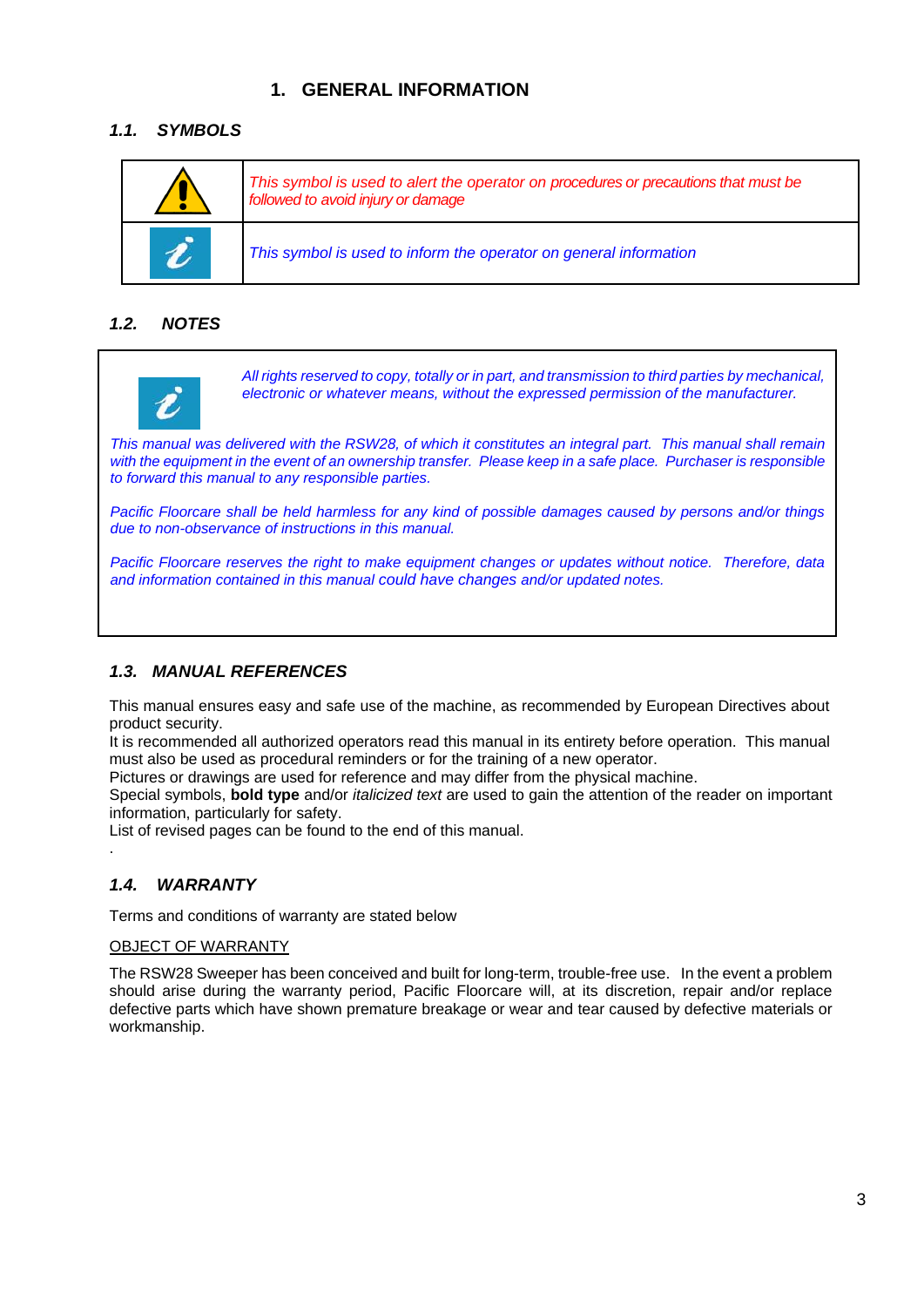# 1. GENERAL INFORMATION

## *1.1. SYMBOLS*

| | |
|---|---|
| ⚠ | *This symbol is used to alert the operator on procedures or precautions that must be followed to avoid injury or damage* |
| ℹ | *This symbol is used to inform the operator on general information* |

## *1.2. NOTES*

*All rights reserved to copy, totally or in part, and transmission to third parties by mechanical, electronic or whatever means, without the expressed permission of the manufacturer.*

*This manual was delivered with the RSW28, of which it constitutes an integral part. This manual shall remain with the equipment in the event of an ownership transfer. Please keep in a safe place. Purchaser is responsible to forward this manual to any responsible parties.*

*Pacific Floorcare shall be held harmless for any kind of possible damages caused by persons and/or things due to non-observance of instructions in this manual.*

*Pacific Floorcare reserves the right to make equipment changes or updates without notice. Therefore, data and information contained in this manual could have changes and/or updated notes.*

## *1.3. MANUAL REFERENCES*

This manual ensures easy and safe use of the machine, as recommended by European Directives about product security.
It is recommended all authorized operators read this manual in its entirety before operation. This manual must also be used as procedural reminders or for the training of a new operator.
Pictures or drawings are used for reference and may differ from the physical machine.
Special symbols, **bold type** and/or *italicized text* are used to gain the attention of the reader on important information, particularly for safety.
List of revised pages can be found to the end of this manual.
.

## *1.4. WARRANTY*

Terms and conditions of warranty are stated below

<u>OBJECT OF WARRANTY</u>

The RSW28 Sweeper has been conceived and built for long-term, trouble-free use. In the event a problem should arise during the warranty period, Pacific Floorcare will, at its discretion, repair and/or replace defective parts which have shown premature breakage or wear and tear caused by defective materials or workmanship.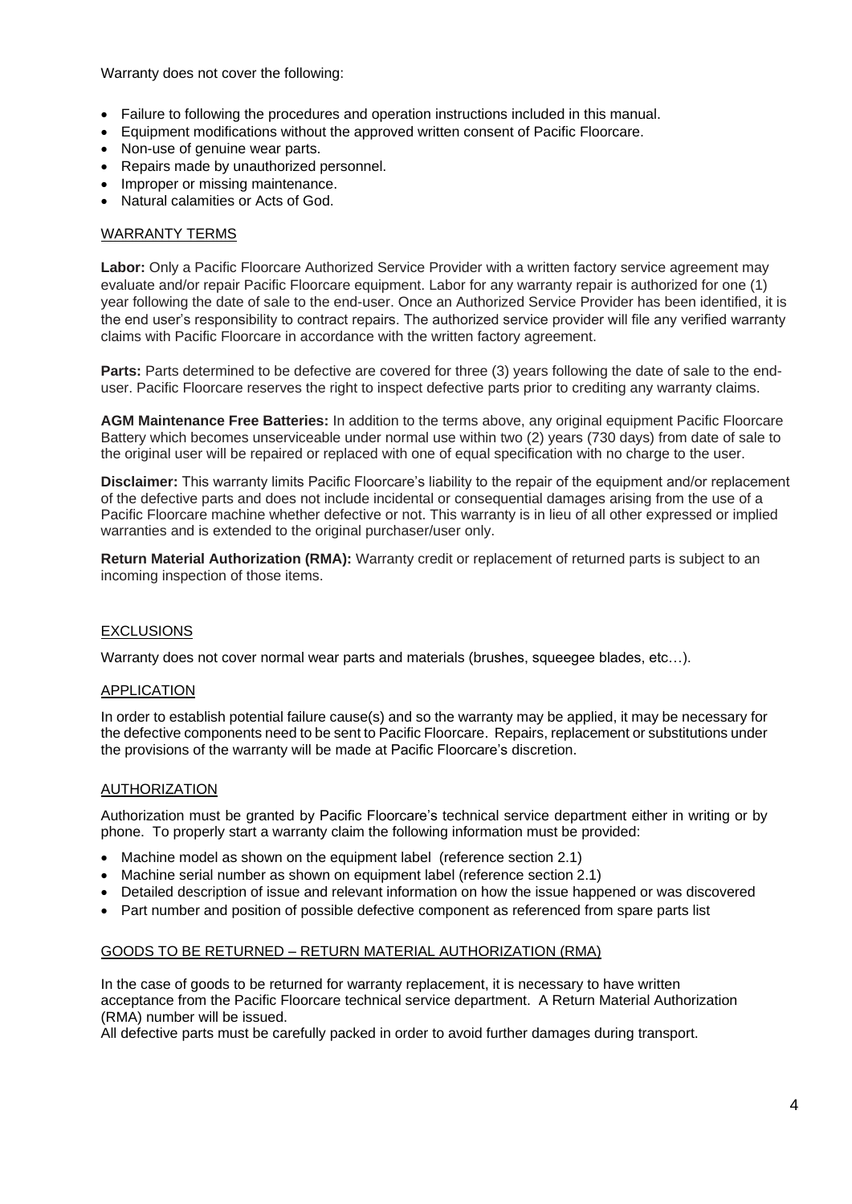Warranty does not cover the following:

- Failure to following the procedures and operation instructions included in this manual.
- Equipment modifications without the approved written consent of Pacific Floorcare.
- Non-use of genuine wear parts.
- Repairs made by unauthorized personnel.
- Improper or missing maintenance.
- Natural calamities or Acts of God.

## WARRANTY TERMS

**Labor:** Only a Pacific Floorcare Authorized Service Provider with a written factory service agreement may evaluate and/or repair Pacific Floorcare equipment. Labor for any warranty repair is authorized for one (1) year following the date of sale to the end-user. Once an Authorized Service Provider has been identified, it is the end user's responsibility to contract repairs. The authorized service provider will file any verified warranty claims with Pacific Floorcare in accordance with the written factory agreement.

**Parts:** Parts determined to be defective are covered for three (3) years following the date of sale to the end-user. Pacific Floorcare reserves the right to inspect defective parts prior to crediting any warranty claims.

**AGM Maintenance Free Batteries:** In addition to the terms above, any original equipment Pacific Floorcare Battery which becomes unserviceable under normal use within two (2) years (730 days) from date of sale to the original user will be repaired or replaced with one of equal specification with no charge to the user.

**Disclaimer:** This warranty limits Pacific Floorcare's liability to the repair of the equipment and/or replacement of the defective parts and does not include incidental or consequential damages arising from the use of a Pacific Floorcare machine whether defective or not. This warranty is in lieu of all other expressed or implied warranties and is extended to the original purchaser/user only.

**Return Material Authorization (RMA):** Warranty credit or replacement of returned parts is subject to an incoming inspection of those items.

## EXCLUSIONS

Warranty does not cover normal wear parts and materials (brushes, squeegee blades, etc…).

## APPLICATION

In order to establish potential failure cause(s) and so the warranty may be applied, it may be necessary for the defective components need to be sent to Pacific Floorcare. Repairs, replacement or substitutions under the provisions of the warranty will be made at Pacific Floorcare's discretion.

## AUTHORIZATION

Authorization must be granted by Pacific Floorcare's technical service department either in writing or by phone. To properly start a warranty claim the following information must be provided:

- Machine model as shown on the equipment label (reference section 2.1)
- Machine serial number as shown on equipment label (reference section 2.1)
- Detailed description of issue and relevant information on how the issue happened or was discovered
- Part number and position of possible defective component as referenced from spare parts list

## GOODS TO BE RETURNED – RETURN MATERIAL AUTHORIZATION (RMA)

In the case of goods to be returned for warranty replacement, it is necessary to have written acceptance from the Pacific Floorcare technical service department. A Return Material Authorization (RMA) number will be issued.

All defective parts must be carefully packed in order to avoid further damages during transport.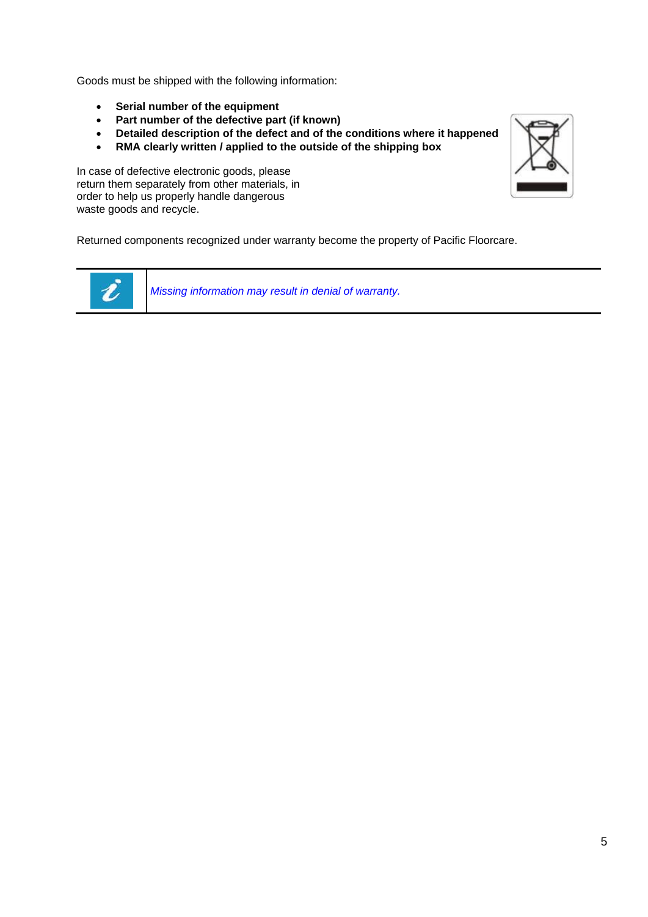Goods must be shipped with the following information:

- **Serial number of the equipment**
- **Part number of the defective part (if known)**
- **Detailed description of the defect and of the conditions where it happened**
- **RMA clearly written / applied to the outside of the shipping box**

In case of defective electronic goods, please return them separately from other materials, in order to help us properly handle dangerous waste goods and recycle.

Returned components recognized under warranty become the property of Pacific Floorcare.

*Missing information may result in denial of warranty.*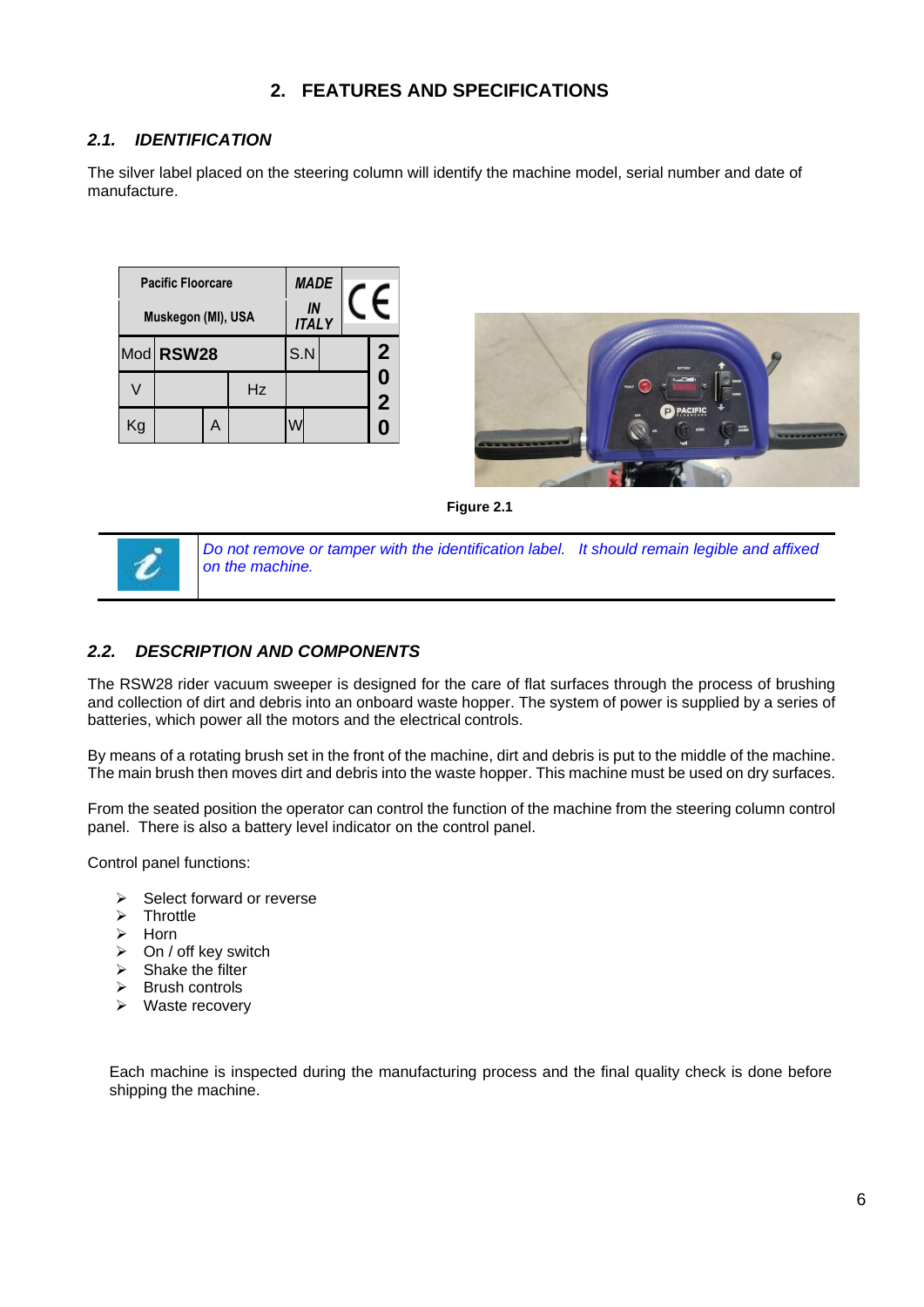## 2. FEATURES AND SPECIFICATIONS

### 2.1. *IDENTIFICATION*

The silver label placed on the steering column will identify the machine model, serial number and date of manufacture.

| Pacific Floorcare Muskegon (MI), USA | | | | *MADE IN ITALY* | | CE |
|---|---|---|---|---|---|---|
| Mod | **RSW28** | | | S.N | | **2** |
| V | | | Hz | | | **0** **2** |
| Kg | | A | | W | | **0** |

Figure 2.1

*Do not remove or tamper with the identification label. It should remain legible and affixed on the machine.*

### 2.2. *DESCRIPTION AND COMPONENTS*

The RSW28 rider vacuum sweeper is designed for the care of flat surfaces through the process of brushing and collection of dirt and debris into an onboard waste hopper. The system of power is supplied by a series of batteries, which power all the motors and the electrical controls.

By means of a rotating brush set in the front of the machine, dirt and debris is put to the middle of the machine. The main brush then moves dirt and debris into the waste hopper. This machine must be used on dry surfaces.

From the seated position the operator can control the function of the machine from the steering column control panel. There is also a battery level indicator on the control panel.

Control panel functions:

- Select forward or reverse
- Throttle
- Horn
- On / off key switch
- Shake the filter
- Brush controls
- Waste recovery

Each machine is inspected during the manufacturing process and the final quality check is done before shipping the machine.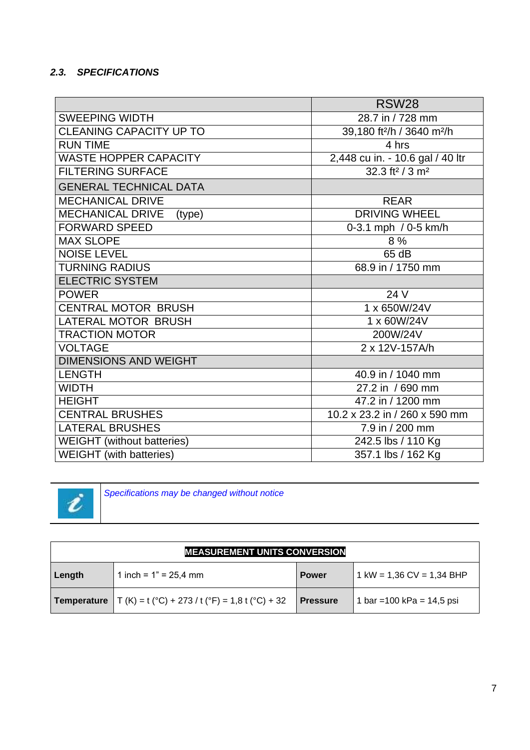### 2.3. SPECIFICATIONS

| | RSW28 |
|---|---|
| SWEEPING WIDTH | 28.7 in / 728 mm |
| CLEANING CAPACITY UP TO | 39,180 ft²/h / 3640 m²/h |
| RUN TIME | 4 hrs |
| WASTE HOPPER CAPACITY | 2,448 cu in. - 10.6 gal / 40 ltr |
| FILTERING SURFACE | 32.3 ft² / 3 m² |
| GENERAL TECHNICAL DATA | |
| MECHANICAL DRIVE | REAR |
| MECHANICAL DRIVE (type) | DRIVING WHEEL |
| FORWARD SPEED | 0-3.1 mph / 0-5 km/h |
| MAX SLOPE | 8 % |
| NOISE LEVEL | 65 dB |
| TURNING RADIUS | 68.9 in / 1750 mm |
| ELECTRIC SYSTEM | |
| POWER | 24 V |
| CENTRAL MOTOR BRUSH | 1 x 650W/24V |
| LATERAL MOTOR BRUSH | 1 x 60W/24V |
| TRACTION MOTOR | 200W/24V |
| VOLTAGE | 2 x 12V-157A/h |
| DIMENSIONS AND WEIGHT | |
| LENGTH | 40.9 in / 1040 mm |
| WIDTH | 27.2 in / 690 mm |
| HEIGHT | 47.2 in / 1200 mm |
| CENTRAL BRUSHES | 10.2 x 23.2 in / 260 x 590 mm |
| LATERAL BRUSHES | 7.9 in / 200 mm |
| WEIGHT (without batteries) | 242.5 lbs / 110 Kg |
| WEIGHT (with batteries) | 357.1 lbs / 162 Kg |

*Specifications may be changed without notice*

| MEASUREMENT UNITS CONVERSION | | | |
|---|---|---|---|
| **Length** | 1 inch = 1" = 25,4 mm | **Power** | 1 kW = 1,36 CV = 1,34 BHP |
| **Temperature** | T (K) = t (°C) + 273 / t (°F) = 1,8 t (°C) + 32 | **Pressure** | 1 bar =100 kPa = 14,5 psi |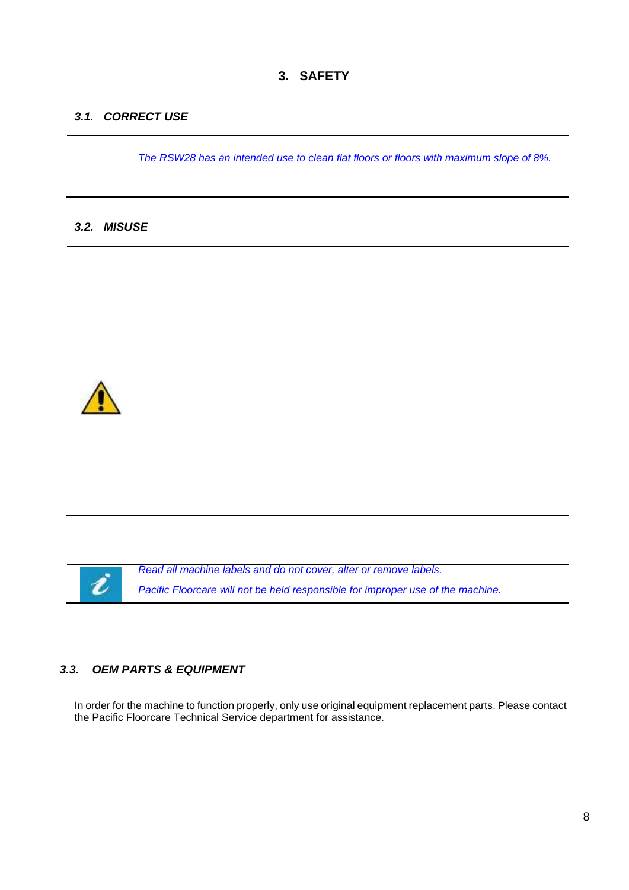# 3. SAFETY

## 3.1. CORRECT USE

*The RSW28 has an intended use to clean flat floors or floors with maximum slope of 8%.*

## 3.2. MISUSE

*Read all machine labels and do not cover, alter or remove labels.*

*Pacific Floorcare will not be held responsible for improper use of the machine.*

## 3.3. OEM PARTS & EQUIPMENT

In order for the machine to function properly, only use original equipment replacement parts. Please contact the Pacific Floorcare Technical Service department for assistance.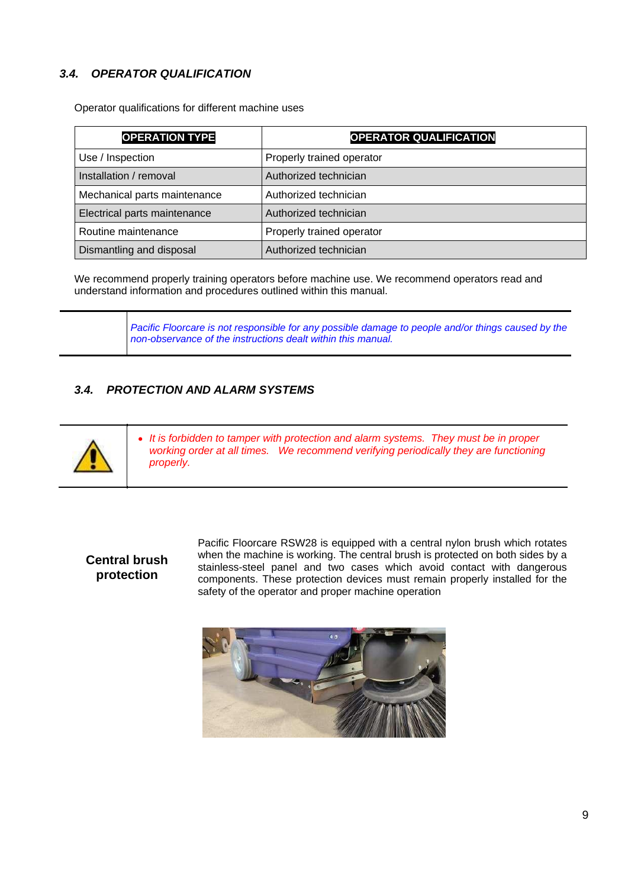### *3.4. OPERATOR QUALIFICATION*

Operator qualifications for different machine uses

| OPERATION TYPE | OPERATOR QUALIFICATION |
|---|---|
| Use / Inspection | Properly trained operator |
| Installation / removal | Authorized technician |
| Mechanical parts maintenance | Authorized technician |
| Electrical parts maintenance | Authorized technician |
| Routine maintenance | Properly trained operator |
| Dismantling and disposal | Authorized technician |

We recommend properly training operators before machine use. We recommend operators read and understand information and procedures outlined within this manual.

*Pacific Floorcare is not responsible for any possible damage to people and/or things caused by the non-observance of the instructions dealt within this manual.*

### *3.4. PROTECTION AND ALARM SYSTEMS*

- *It is forbidden to tamper with protection and alarm systems. They must be in proper working order at all times. We recommend verifying periodically they are functioning properly.*

**Central brush protection**

Pacific Floorcare RSW28 is equipped with a central nylon brush which rotates when the machine is working. The central brush is protected on both sides by a stainless-steel panel and two cases which avoid contact with dangerous components. These protection devices must remain properly installed for the safety of the operator and proper machine operation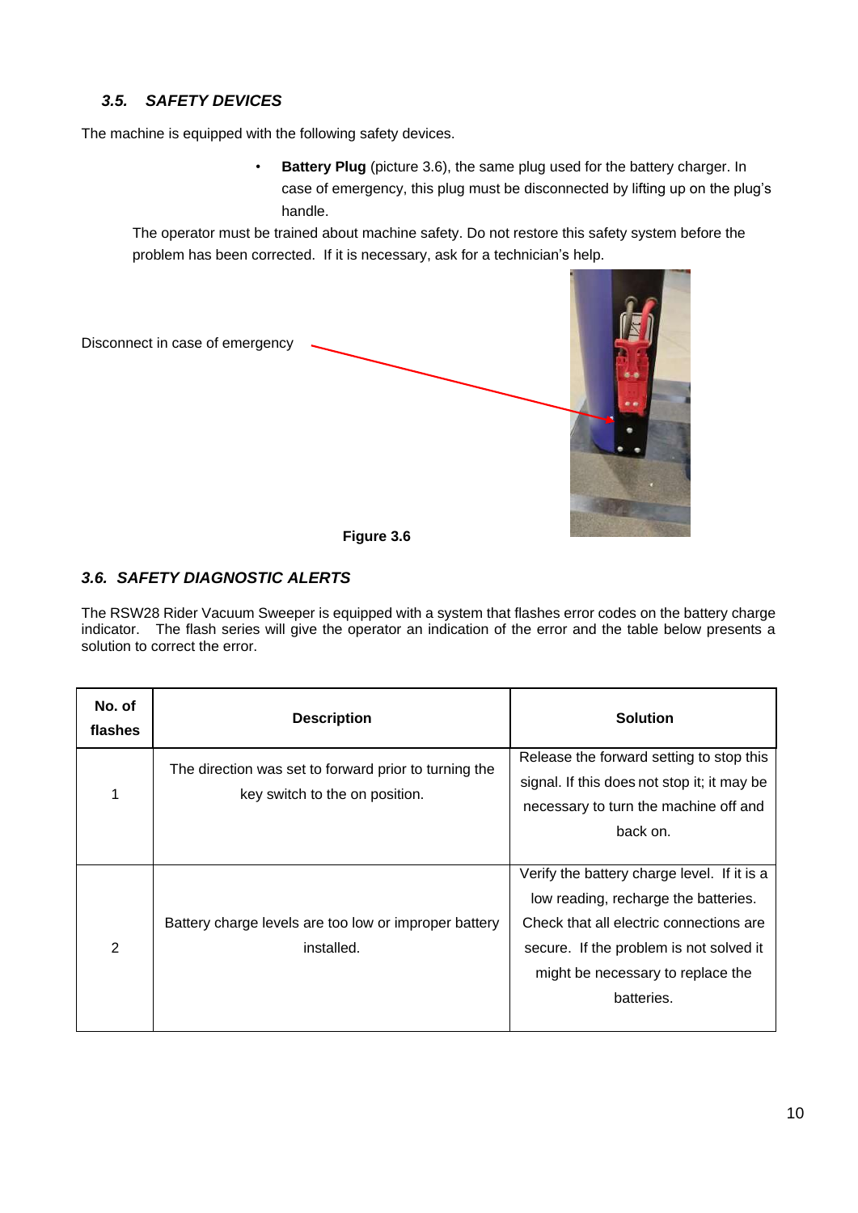### 3.5. *SAFETY DEVICES*

The machine is equipped with the following safety devices.

- **Battery Plug** (picture 3.6), the same plug used for the battery charger. In case of emergency, this plug must be disconnected by lifting up on the plug's handle.

The operator must be trained about machine safety. Do not restore this safety system before the problem has been corrected. If it is necessary, ask for a technician's help.

Disconnect in case of emergency

**Figure 3.6**

### 3.6. *SAFETY DIAGNOSTIC ALERTS*

The RSW28 Rider Vacuum Sweeper is equipped with a system that flashes error codes on the battery charge indicator. The flash series will give the operator an indication of the error and the table below presents a solution to correct the error.

| No. of flashes | Description | Solution |
| --- | --- | --- |
| 1 | The direction was set to forward prior to turning the key switch to the on position. | Release the forward setting to stop this signal. If this does not stop it; it may be necessary to turn the machine off and back on. |
| 2 | Battery charge levels are too low or improper battery installed. | Verify the battery charge level. If it is a low reading, recharge the batteries. Check that all electric connections are secure. If the problem is not solved it might be necessary to replace the batteries. |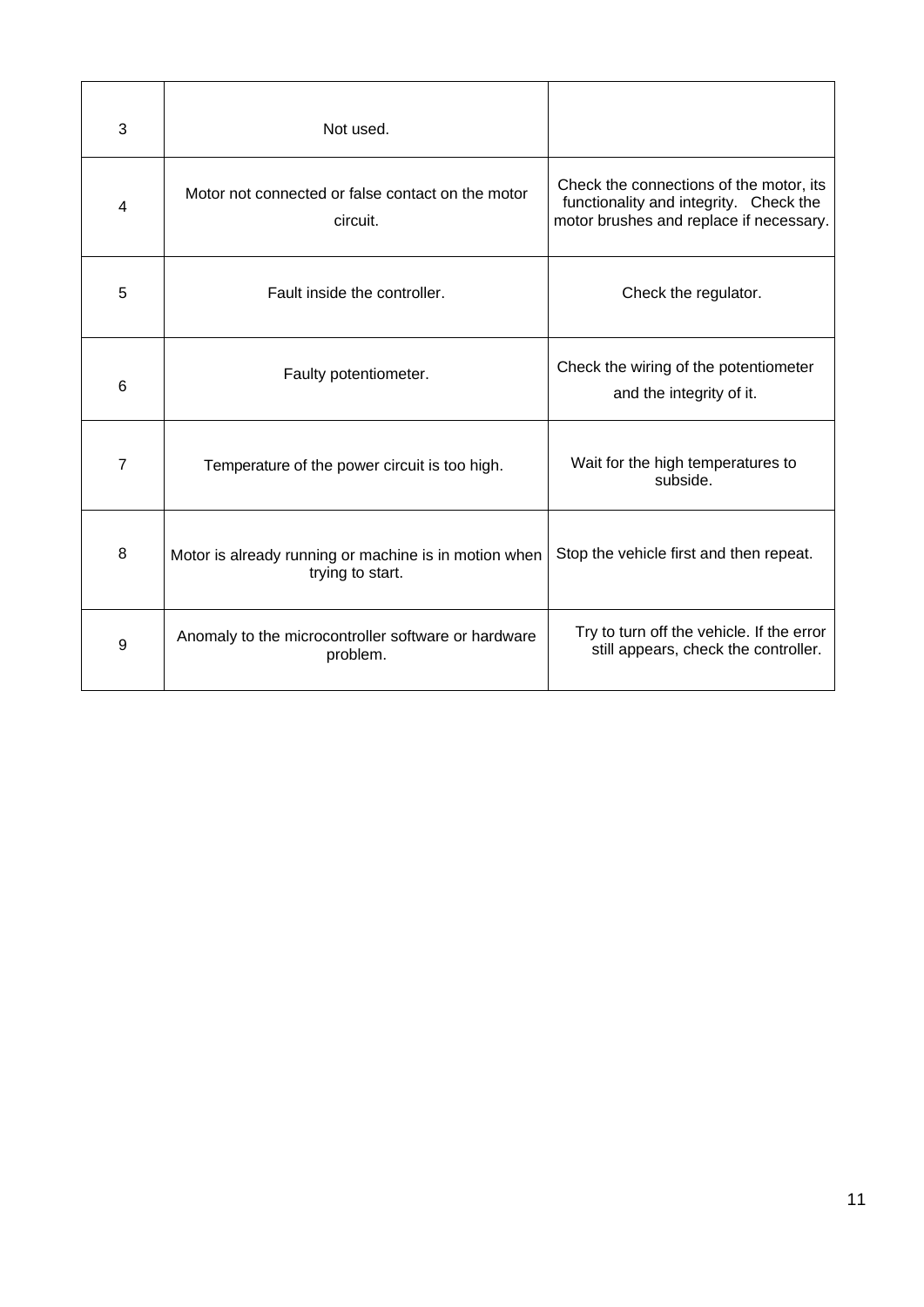| | | |
|---|---|---|
| 3 | Not used. | |
| 4 | Motor not connected or false contact on the motor circuit. | Check the connections of the motor, its functionality and integrity. Check the motor brushes and replace if necessary. |
| 5 | Fault inside the controller. | Check the regulator. |
| 6 | Faulty potentiometer. | Check the wiring of the potentiometer and the integrity of it. |
| 7 | Temperature of the power circuit is too high. | Wait for the high temperatures to subside. |
| 8 | Motor is already running or machine is in motion when trying to start. | Stop the vehicle first and then repeat. |
| 9 | Anomaly to the microcontroller software or hardware problem. | Try to turn off the vehicle. If the error still appears, check the controller. |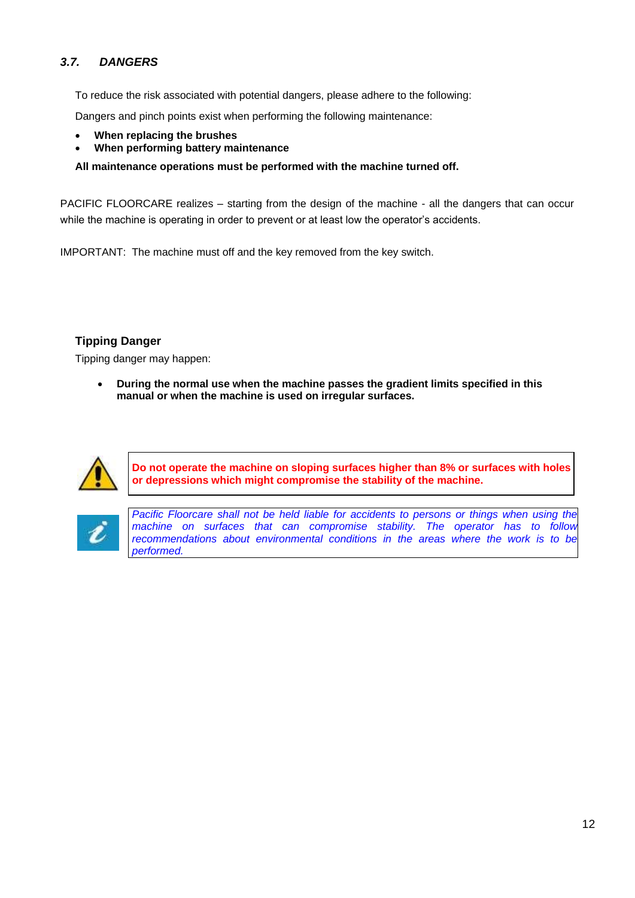### *3.7. DANGERS*

To reduce the risk associated with potential dangers, please adhere to the following:

Dangers and pinch points exist when performing the following maintenance:

- **When replacing the brushes**
- **When performing battery maintenance**

**All maintenance operations must be performed with the machine turned off.**

PACIFIC FLOORCARE realizes – starting from the design of the machine - all the dangers that can occur while the machine is operating in order to prevent or at least low the operator's accidents.

IMPORTANT: The machine must off and the key removed from the key switch.

#### Tipping Danger

Tipping danger may happen:

- **During the normal use when the machine passes the gradient limits specified in this manual or when the machine is used on irregular surfaces.**

**Do not operate the machine on sloping surfaces higher than 8% or surfaces with holes or depressions which might compromise the stability of the machine.**

*Pacific Floorcare shall not be held liable for accidents to persons or things when using the machine on surfaces that can compromise stability. The operator has to follow recommendations about environmental conditions in the areas where the work is to be performed.*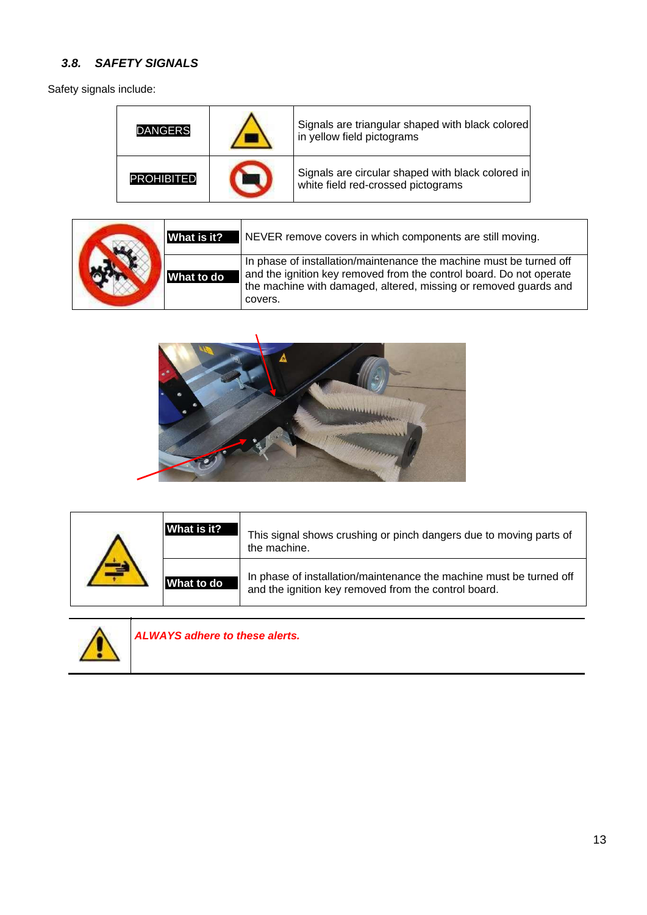### 3.8. SAFETY SIGNALS

Safety signals include:

| | | |
|---|---|---|
| DANGERS | | Signals are triangular shaped with black colored in yellow field pictograms |
| PROHIBITED | | Signals are circular shaped with black colored in white field red-crossed pictograms |

| | | |
|---|---|---|
| | **What is it?** | NEVER remove covers in which components are still moving. |
| | **What to do** | In phase of installation/maintenance the machine must be turned off and the ignition key removed from the control board. Do not operate the machine with damaged, altered, missing or removed guards and covers. |

| | | |
|---|---|---|
| | **What is it?** | This signal shows crushing or pinch dangers due to moving parts of the machine. |
| | **What to do** | In phase of installation/maintenance the machine must be turned off and the ignition key removed from the control board. |

***ALWAYS adhere to these alerts.***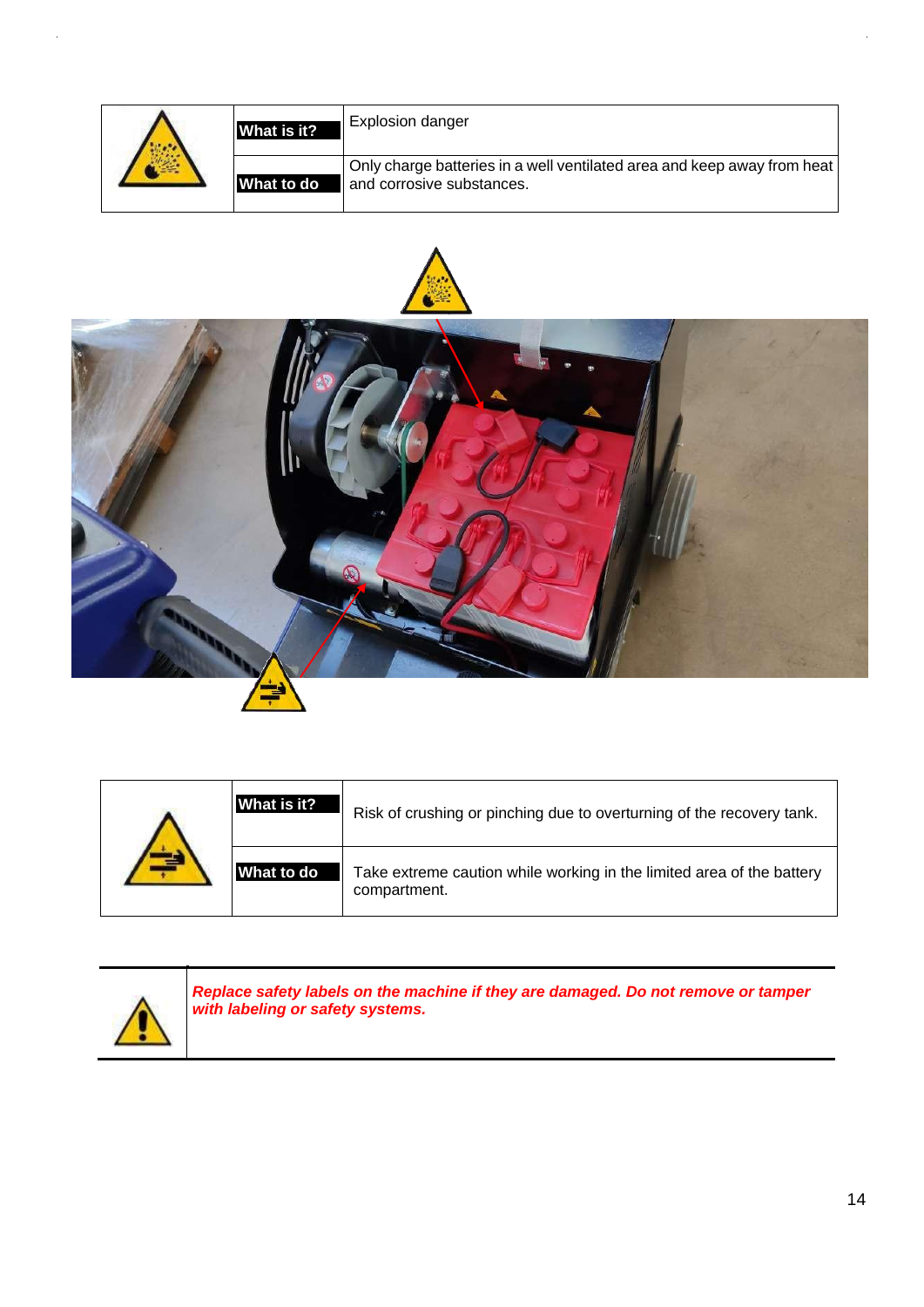| | | |
|---|---|---|
| | **What is it?** | Explosion danger |
| | **What to do** | Only charge batteries in a well ventilated area and keep away from heat and corrosive substances. |

| | | |
|---|---|---|
| | **What is it?** | Risk of crushing or pinching due to overturning of the recovery tank. |
| | **What to do** | Take extreme caution while working in the limited area of the battery compartment. |

***Replace safety labels on the machine if they are damaged. Do not remove or tamper with labeling or safety systems.***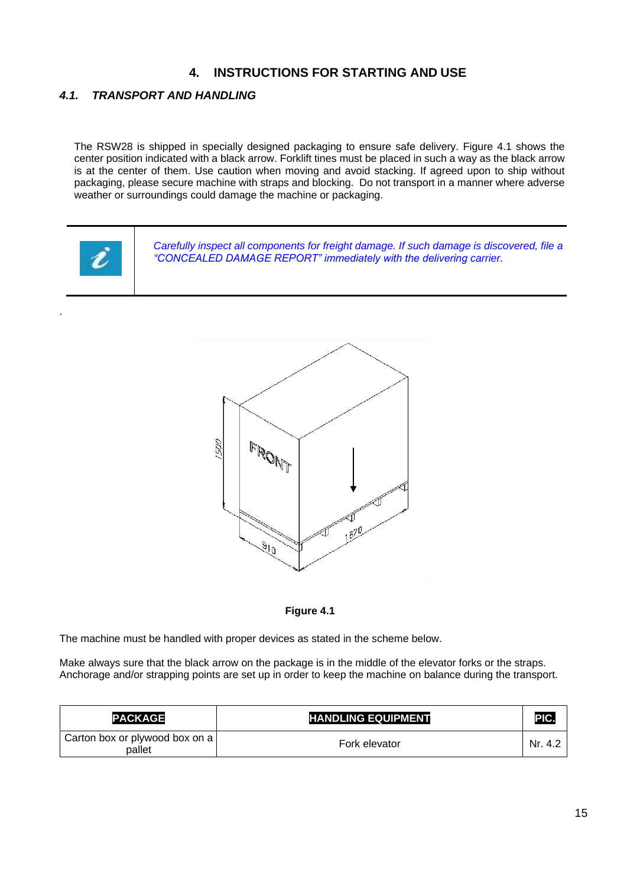# 4. INSTRUCTIONS FOR STARTING AND USE

## *4.1. TRANSPORT AND HANDLING*

The RSW28 is shipped in specially designed packaging to ensure safe delivery. Figure 4.1 shows the center position indicated with a black arrow. Forklift tines must be placed in such a way as the black arrow is at the center of them. Use caution when moving and avoid stacking. If agreed upon to ship without packaging, please secure machine with straps and blocking. Do not transport in a manner where adverse weather or surroundings could damage the machine or packaging.

*Carefully inspect all components for freight damage. If such damage is discovered, file a "CONCEALED DAMAGE REPORT" immediately with the delivering carrier.*

**Figure 4.1**

The machine must be handled with proper devices as stated in the scheme below.

Make always sure that the black arrow on the package is in the middle of the elevator forks or the straps. Anchorage and/or strapping points are set up in order to keep the machine on balance during the transport.

| PACKAGE | HANDLING EQUIPMENT | PIC. |
|---|---|---|
| Carton box or plywood box on a pallet | Fork elevator | Nr. 4.2 |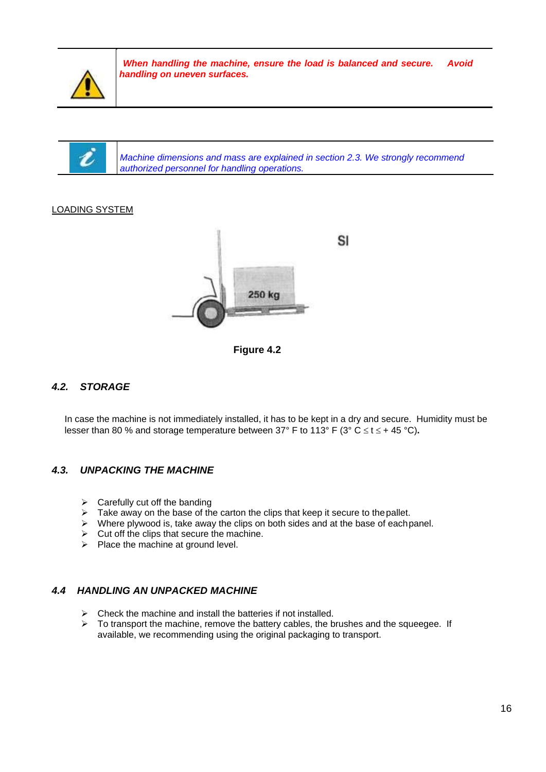***When handling the machine, ensure the load is balanced and secure. Avoid handling on uneven surfaces.***

*Machine dimensions and mass are explained in section 2.3. We strongly recommend authorized personnel for handling operations.*

LOADING SYSTEM

SI

250 kg

**Figure 4.2**

## *4.2. STORAGE*

In case the machine is not immediately installed, it has to be kept in a dry and secure. Humidity must be lesser than 80 % and storage temperature between 37° F to 113° F (3° C $\leq$ t $\leq$ + 45 °C)**.**

## *4.3. UNPACKING THE MACHINE*

- Carefully cut off the banding
- Take away on the base of the carton the clips that keep it secure to the pallet.
- Where plywood is, take away the clips on both sides and at the base of each panel.
- Cut off the clips that secure the machine.
- Place the machine at ground level.

## *4.4 HANDLING AN UNPACKED MACHINE*

- Check the machine and install the batteries if not installed.
- To transport the machine, remove the battery cables, the brushes and the squeegee. If available, we recommending using the original packaging to transport.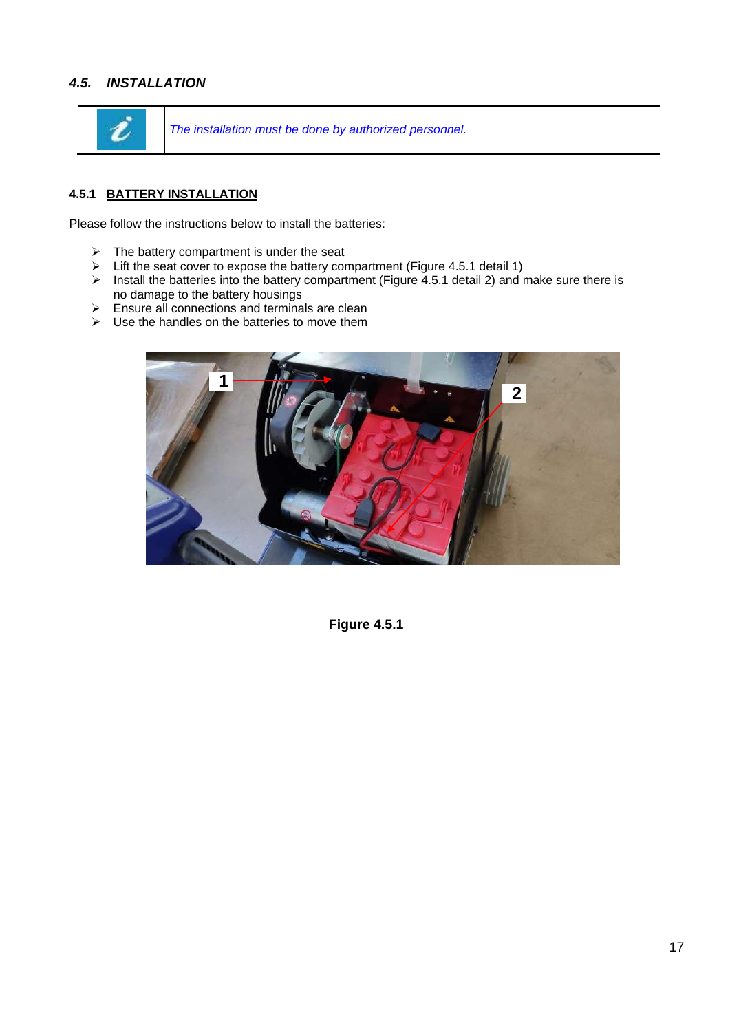## 4.5. INSTALLATION

*The installation must be done by authorized personnel.*

### 4.5.1 BATTERY INSTALLATION

Please follow the instructions below to install the batteries:

- The battery compartment is under the seat
- Lift the seat cover to expose the battery compartment (Figure 4.5.1 detail 1)
- Install the batteries into the battery compartment (Figure 4.5.1 detail 2) and make sure there is no damage to the battery housings
- Ensure all connections and terminals are clean
- Use the handles on the batteries to move them

**Figure 4.5.1**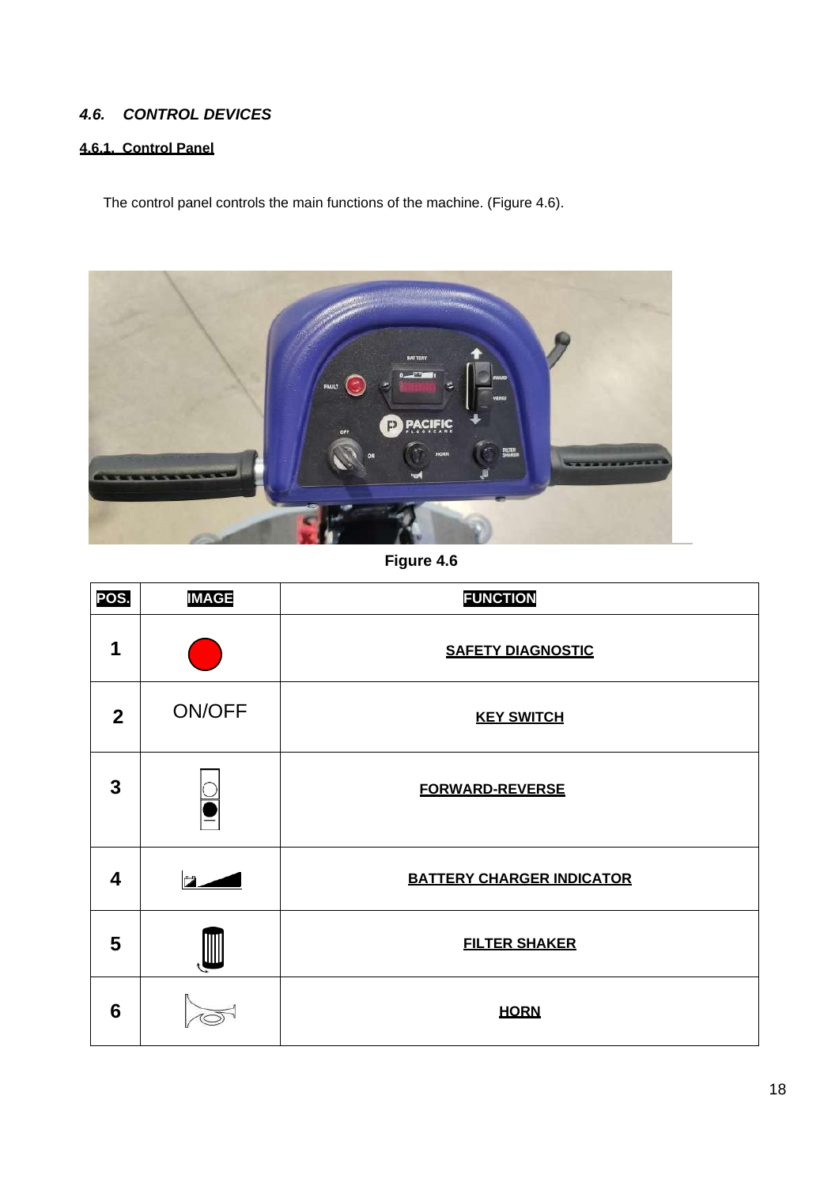### *4.6. CONTROL DEVICES*

#### 4.6.1. Control Panel

The control panel controls the main functions of the machine. (Figure 4.6).

**Figure 4.6**

| POS. | IMAGE | FUNCTION |
|---|---|---|
| 1 | | SAFETY DIAGNOSTIC |
| 2 | ON/OFF | KEY SWITCH |
| 3 | | FORWARD-REVERSE |
| 4 | | BATTERY CHARGER INDICATOR |
| 5 | | FILTER SHAKER |
| 6 | | HORN |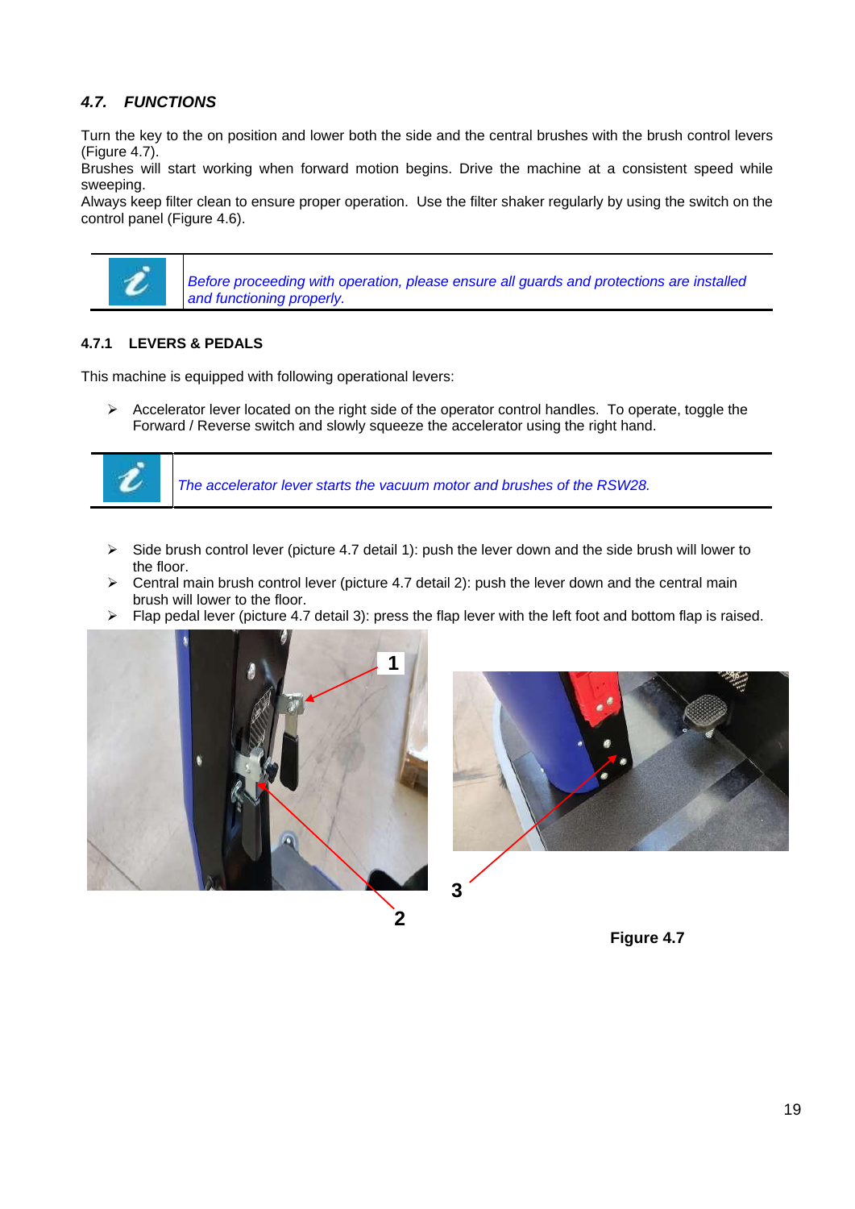## *4.7. FUNCTIONS*

Turn the key to the on position and lower both the side and the central brushes with the brush control levers (Figure 4.7).
Brushes will start working when forward motion begins. Drive the machine at a consistent speed while sweeping.
Always keep filter clean to ensure proper operation. Use the filter shaker regularly by using the switch on the control panel (Figure 4.6).

*Before proceeding with operation, please ensure all guards and protections are installed and functioning properly.*

### 4.7.1 LEVERS & PEDALS

This machine is equipped with following operational levers:

- Accelerator lever located on the right side of the operator control handles. To operate, toggle the Forward / Reverse switch and slowly squeeze the accelerator using the right hand.

*The accelerator lever starts the vacuum motor and brushes of the RSW28.*

- Side brush control lever (picture 4.7 detail 1): push the lever down and the side brush will lower to the floor.
- Central main brush control lever (picture 4.7 detail 2): push the lever down and the central main brush will lower to the floor.
- Flap pedal lever (picture 4.7 detail 3): press the flap lever with the left foot and bottom flap is raised.

**Figure 4.7**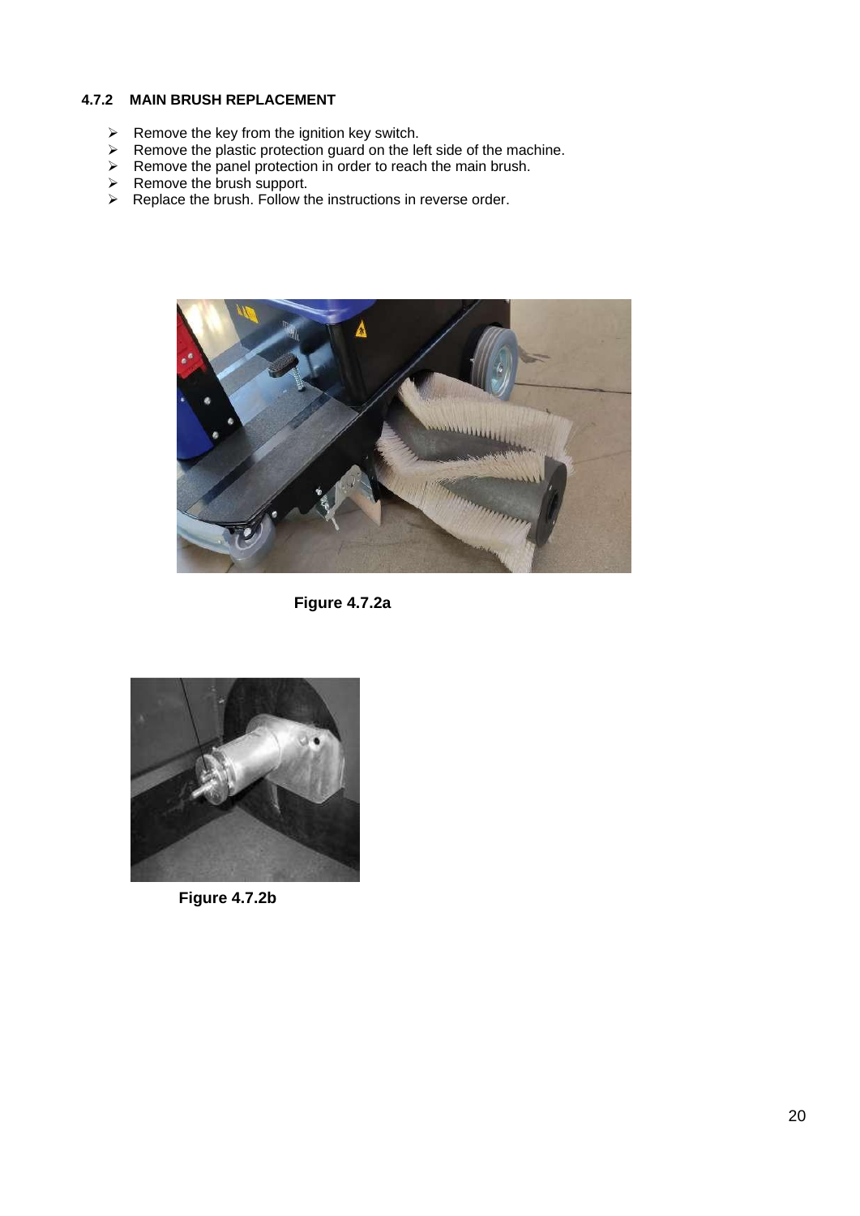### 4.7.2 MAIN BRUSH REPLACEMENT

- Remove the key from the ignition key switch.
- Remove the plastic protection guard on the left side of the machine.
- Remove the panel protection in order to reach the main brush.
- Remove the brush support.
- Replace the brush. Follow the instructions in reverse order.

**Figure 4.7.2a**

**Figure 4.7.2b**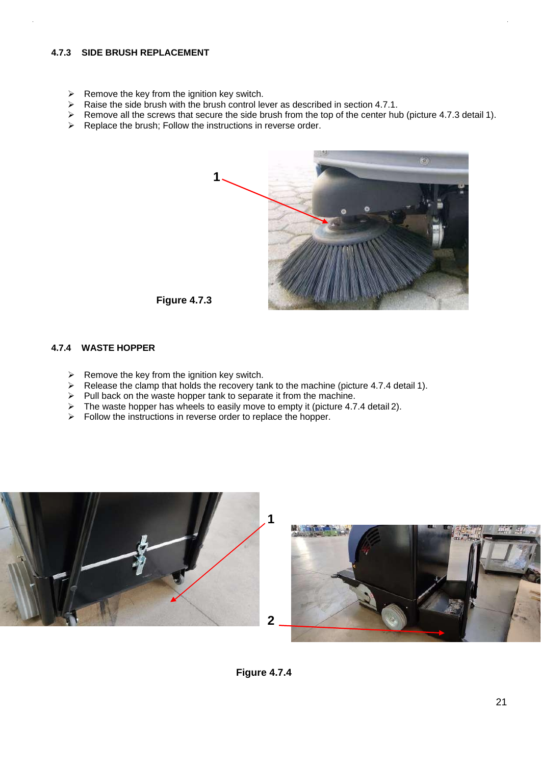### 4.7.3 SIDE BRUSH REPLACEMENT

- Remove the key from the ignition key switch.
- Raise the side brush with the brush control lever as described in section 4.7.1.
- Remove all the screws that secure the side brush from the top of the center hub (picture 4.7.3 detail 1).
- Replace the brush; Follow the instructions in reverse order.

Figure 4.7.3

### 4.7.4 WASTE HOPPER

- Remove the key from the ignition key switch.
- Release the clamp that holds the recovery tank to the machine (picture 4.7.4 detail 1).
- Pull back on the waste hopper tank to separate it from the machine.
- The waste hopper has wheels to easily move to empty it (picture 4.7.4 detail 2).
- Follow the instructions in reverse order to replace the hopper.

Figure 4.7.4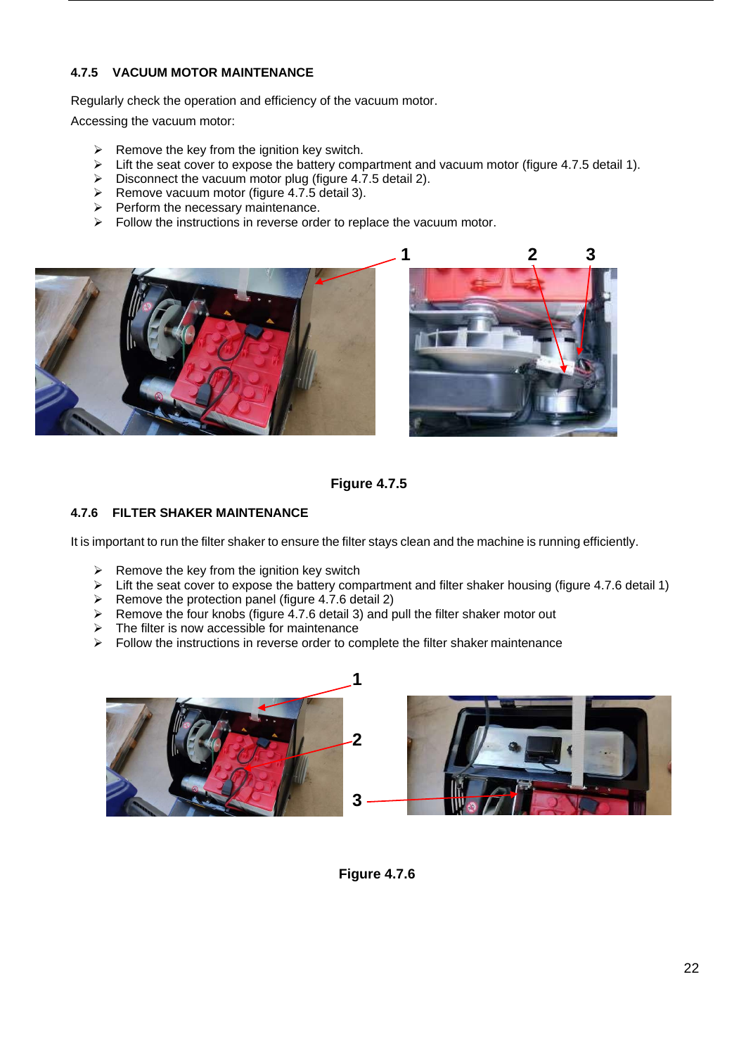### 4.7.5 VACUUM MOTOR MAINTENANCE

Regularly check the operation and efficiency of the vacuum motor.

Accessing the vacuum motor:

- Remove the key from the ignition key switch.
- Lift the seat cover to expose the battery compartment and vacuum motor (figure 4.7.5 detail 1).
- Disconnect the vacuum motor plug (figure 4.7.5 detail 2).
- Remove vacuum motor (figure 4.7.5 detail 3).
- Perform the necessary maintenance.
- Follow the instructions in reverse order to replace the vacuum motor.

**Figure 4.7.5**

### 4.7.6 FILTER SHAKER MAINTENANCE

It is important to run the filter shaker to ensure the filter stays clean and the machine is running efficiently.

- Remove the key from the ignition key switch
- Lift the seat cover to expose the battery compartment and filter shaker housing (figure 4.7.6 detail 1)
- Remove the protection panel (figure 4.7.6 detail 2)
- Remove the four knobs (figure 4.7.6 detail 3) and pull the filter shaker motor out
- The filter is now accessible for maintenance
- Follow the instructions in reverse order to complete the filter shaker maintenance

**Figure 4.7.6**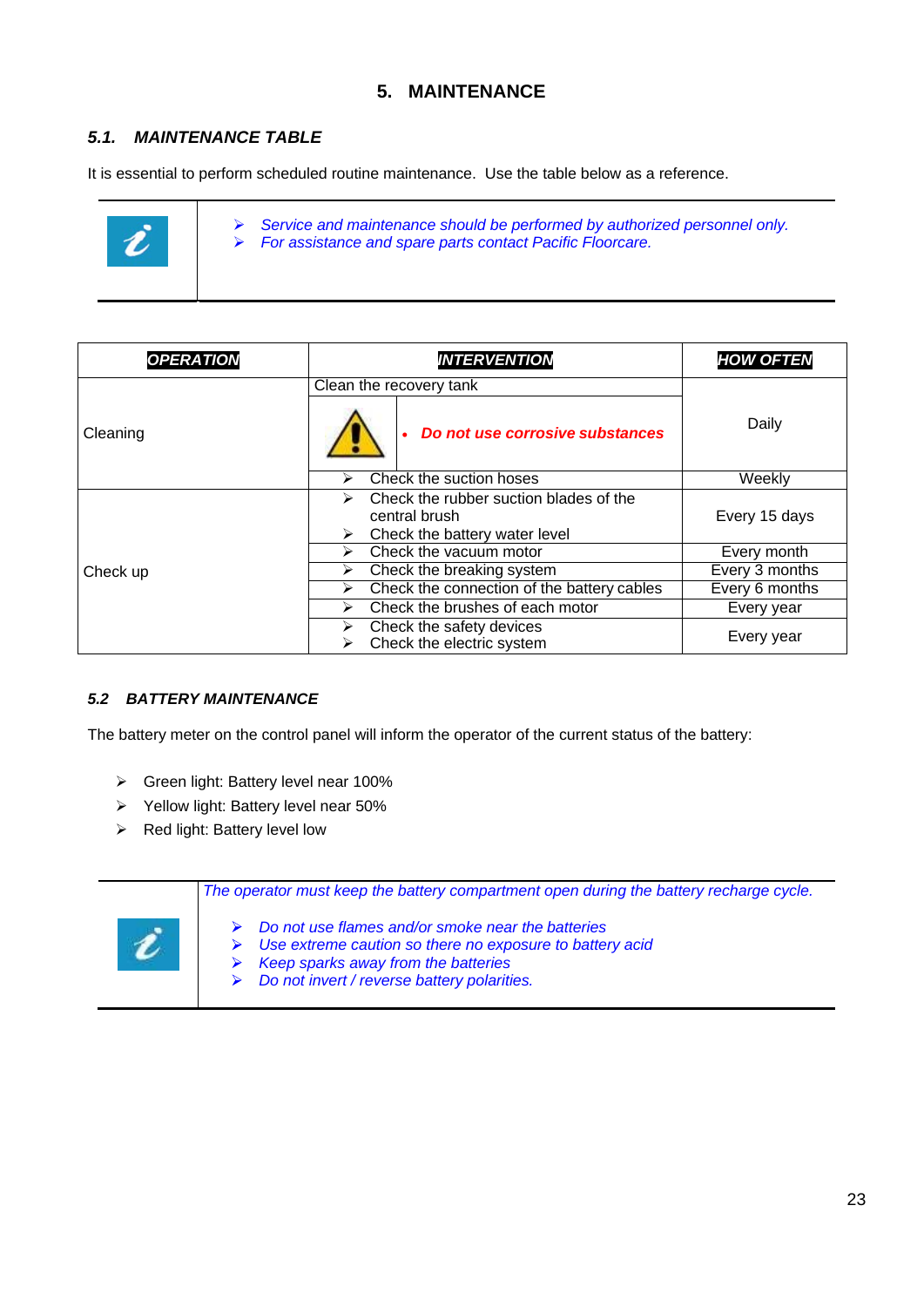# 5. MAINTENANCE

## 5.1. MAINTENANCE TABLE

It is essential to perform scheduled routine maintenance. Use the table below as a reference.

> - *Service and maintenance should be performed by authorized personnel only.*
> - *For assistance and spare parts contact Pacific Floorcare.*

| OPERATION | INTERVENTION | HOW OFTEN |
|---|---|---|
| Cleaning | Clean the recovery tank<br>• **Do not use corrosive substances** | Daily |
| | ➢ Check the suction hoses | Weekly |
| Check up | ➢ Check the rubber suction blades of the central brush<br>➢ Check the battery water level | Every 15 days |
| | ➢ Check the vacuum motor | Every month |
| | ➢ Check the breaking system | Every 3 months |
| | ➢ Check the connection of the battery cables | Every 6 months |
| | ➢ Check the brushes of each motor | Every year |
| | ➢ Check the safety devices<br>➢ Check the electric system | Every year |

## 5.2 BATTERY MAINTENANCE

The battery meter on the control panel will inform the operator of the current status of the battery:

- Green light: Battery level near 100%
- Yellow light: Battery level near 50%
- Red light: Battery level low

> *The operator must keep the battery compartment open during the battery recharge cycle.*
>
> - *Do not use flames and/or smoke near the batteries*
> - *Use extreme caution so there no exposure to battery acid*
> - *Keep sparks away from the batteries*
> - *Do not invert / reverse battery polarities.*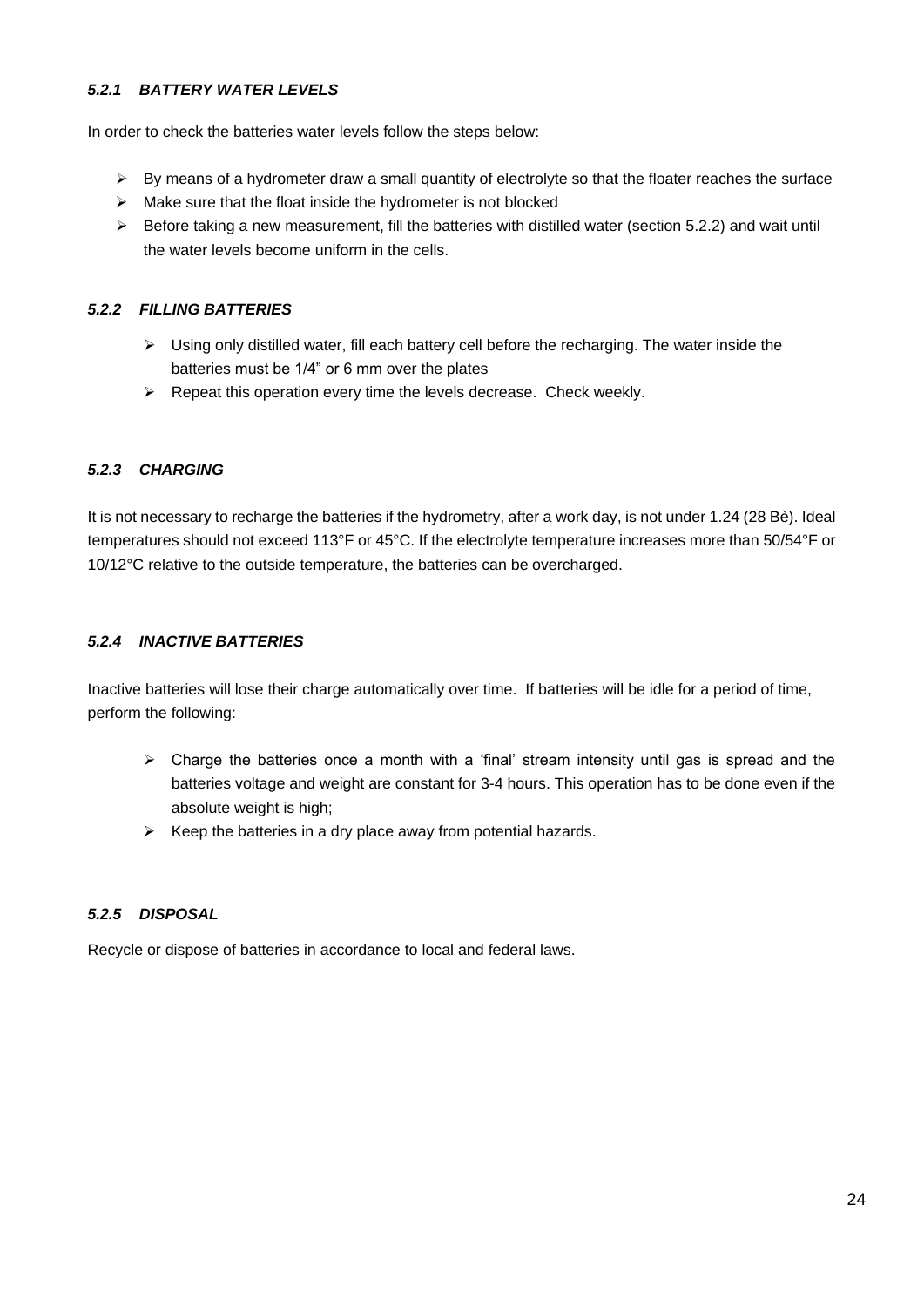### *5.2.1 BATTERY WATER LEVELS*

In order to check the batteries water levels follow the steps below:

- By means of a hydrometer draw a small quantity of electrolyte so that the floater reaches the surface
- Make sure that the float inside the hydrometer is not blocked
- Before taking a new measurement, fill the batteries with distilled water (section 5.2.2) and wait until the water levels become uniform in the cells.

### *5.2.2 FILLING BATTERIES*

- Using only distilled water, fill each battery cell before the recharging. The water inside the batteries must be 1/4" or 6 mm over the plates
- Repeat this operation every time the levels decrease. Check weekly.

### *5.2.3 CHARGING*

It is not necessary to recharge the batteries if the hydrometry, after a work day, is not under 1.24 (28 Bè). Ideal temperatures should not exceed 113°F or 45°C. If the electrolyte temperature increases more than 50/54°F or 10/12°C relative to the outside temperature, the batteries can be overcharged.

### *5.2.4 INACTIVE BATTERIES*

Inactive batteries will lose their charge automatically over time. If batteries will be idle for a period of time, perform the following:

- Charge the batteries once a month with a 'final' stream intensity until gas is spread and the batteries voltage and weight are constant for 3-4 hours. This operation has to be done even if the absolute weight is high;
- Keep the batteries in a dry place away from potential hazards.

### *5.2.5 DISPOSAL*

Recycle or dispose of batteries in accordance to local and federal laws.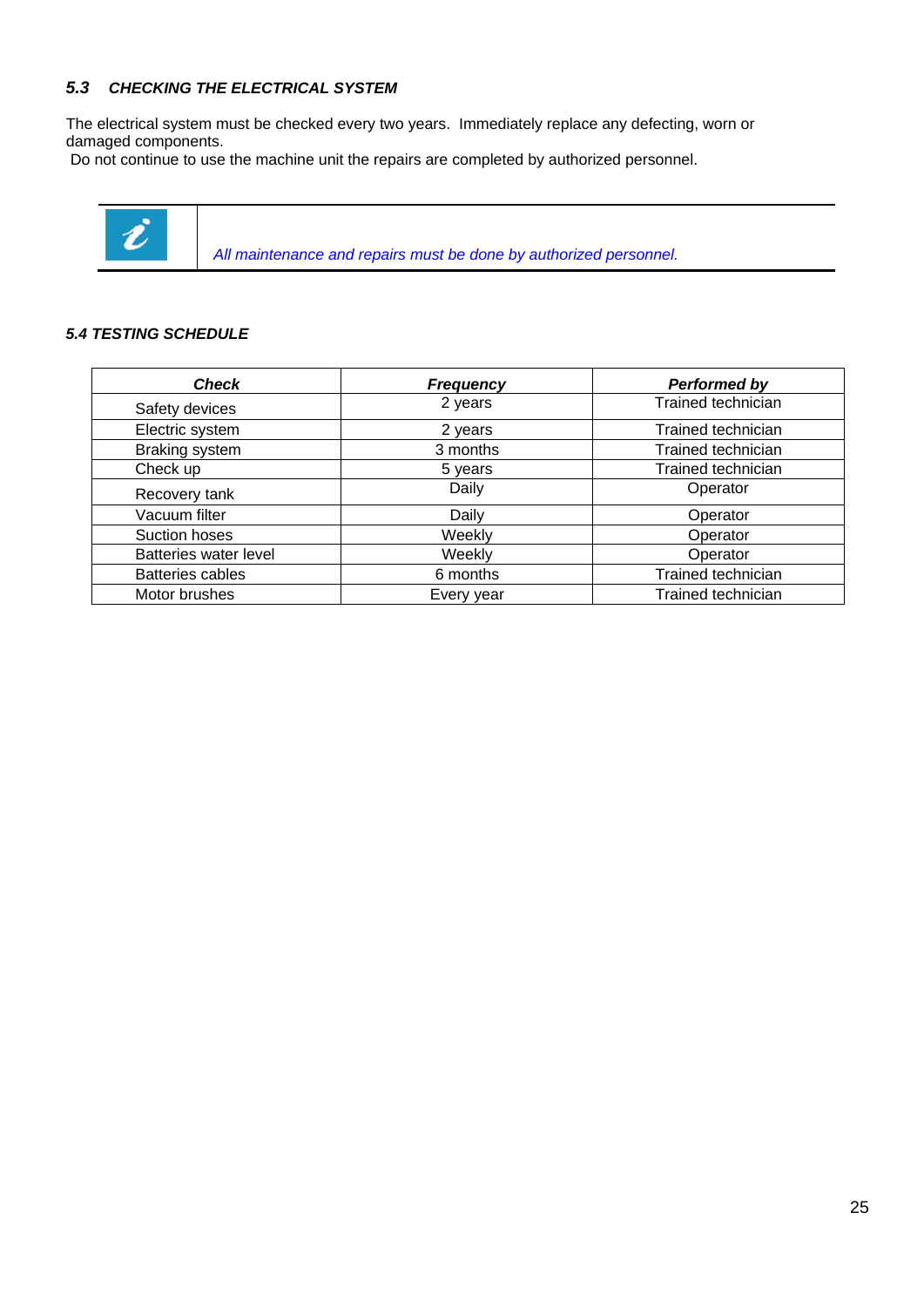### *5.3 CHECKING THE ELECTRICAL SYSTEM*

The electrical system must be checked every two years. Immediately replace any defecting, worn or damaged components.
Do not continue to use the machine unit the repairs are completed by authorized personnel.

*All maintenance and repairs must be done by authorized personnel.*

### *5.4 TESTING SCHEDULE*

| ***Check*** | ***Frequency*** | ***Performed by*** |
|---|---|---|
| Safety devices | 2 years | Trained technician |
| Electric system | 2 years | Trained technician |
| Braking system | 3 months | Trained technician |
| Check up | 5 years | Trained technician |
| Recovery tank | Daily | Operator |
| Vacuum filter | Daily | Operator |
| Suction hoses | Weekly | Operator |
| Batteries water level | Weekly | Operator |
| Batteries cables | 6 months | Trained technician |
| Motor brushes | Every year | Trained technician |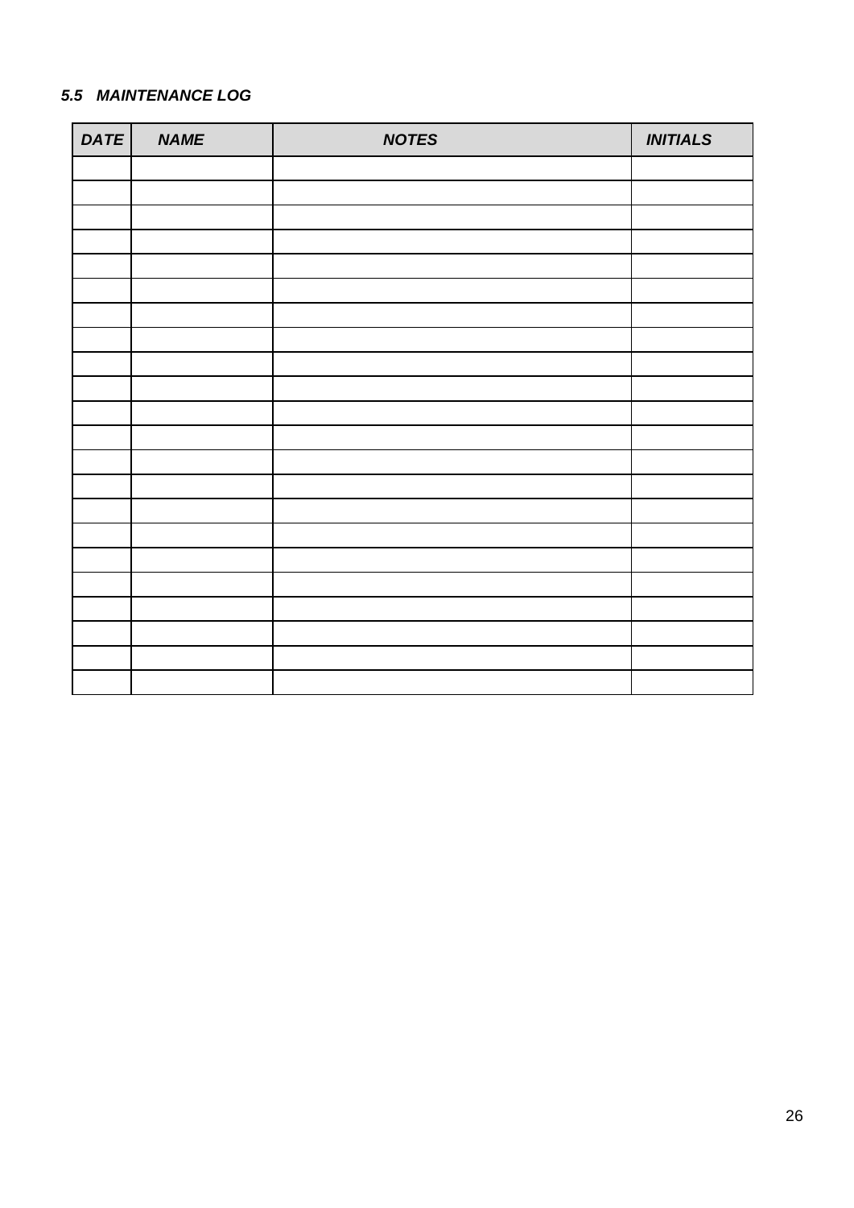### *5.5 MAINTENANCE LOG*

| *DATE* | *NAME* | *NOTES* | *INITIALS* |
|---|---|---|---|
| | | | |
| | | | |
| | | | |
| | | | |
| | | | |
| | | | |
| | | | |
| | | | |
| | | | |
| | | | |
| | | | |
| | | | |
| | | | |
| | | | |
| | | | |
| | | | |
| | | | |
| | | | |
| | | | |
| | | | |
| | | | |
| | | | |
| | | | |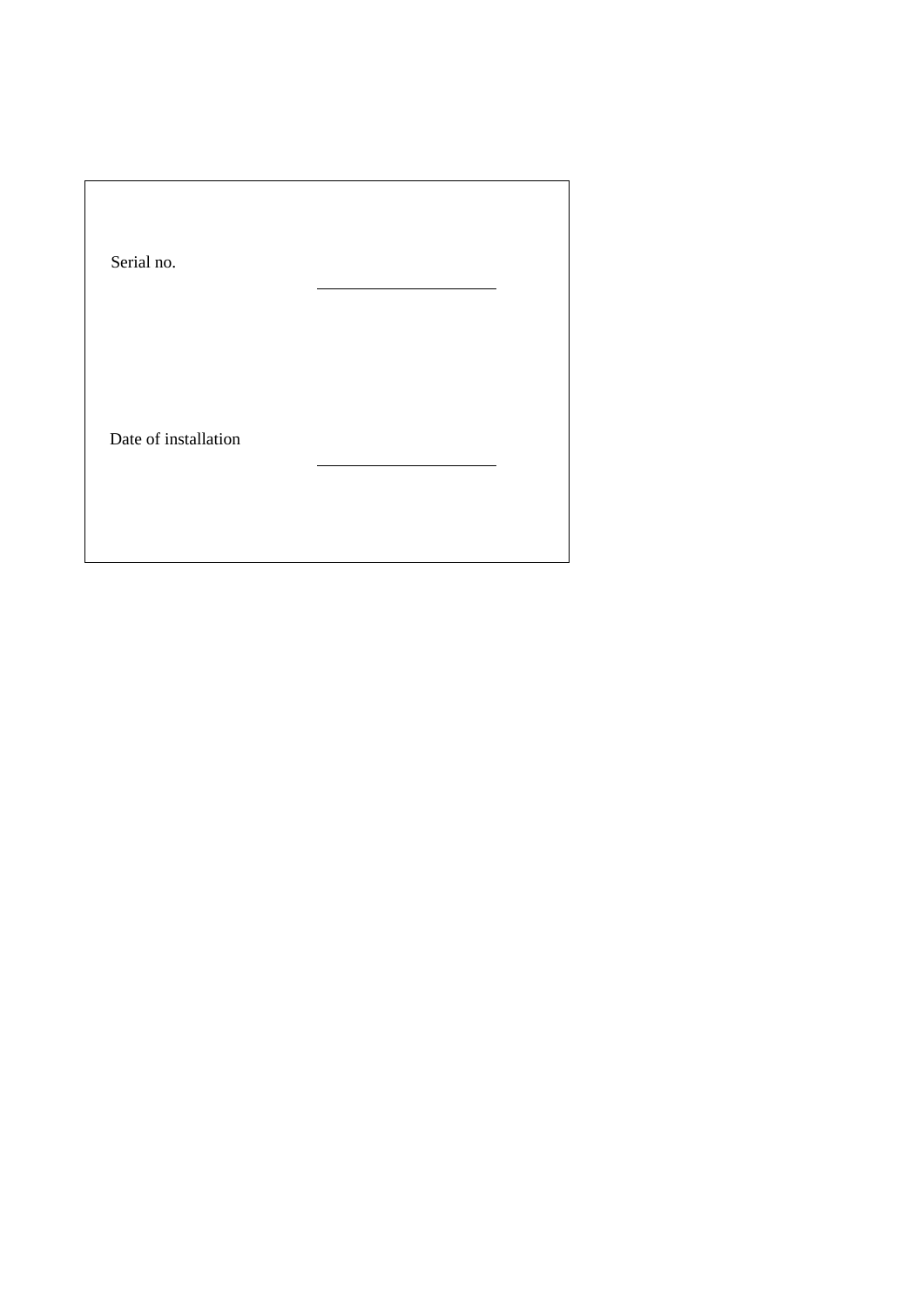Serial no. \_\_\_\_\_\_\_\_\_\_\_\_\_\_\_\_\_\_\_\_

Date of installation \_\_\_\_\_\_\_\_\_\_\_\_\_\_\_\_\_\_\_\_